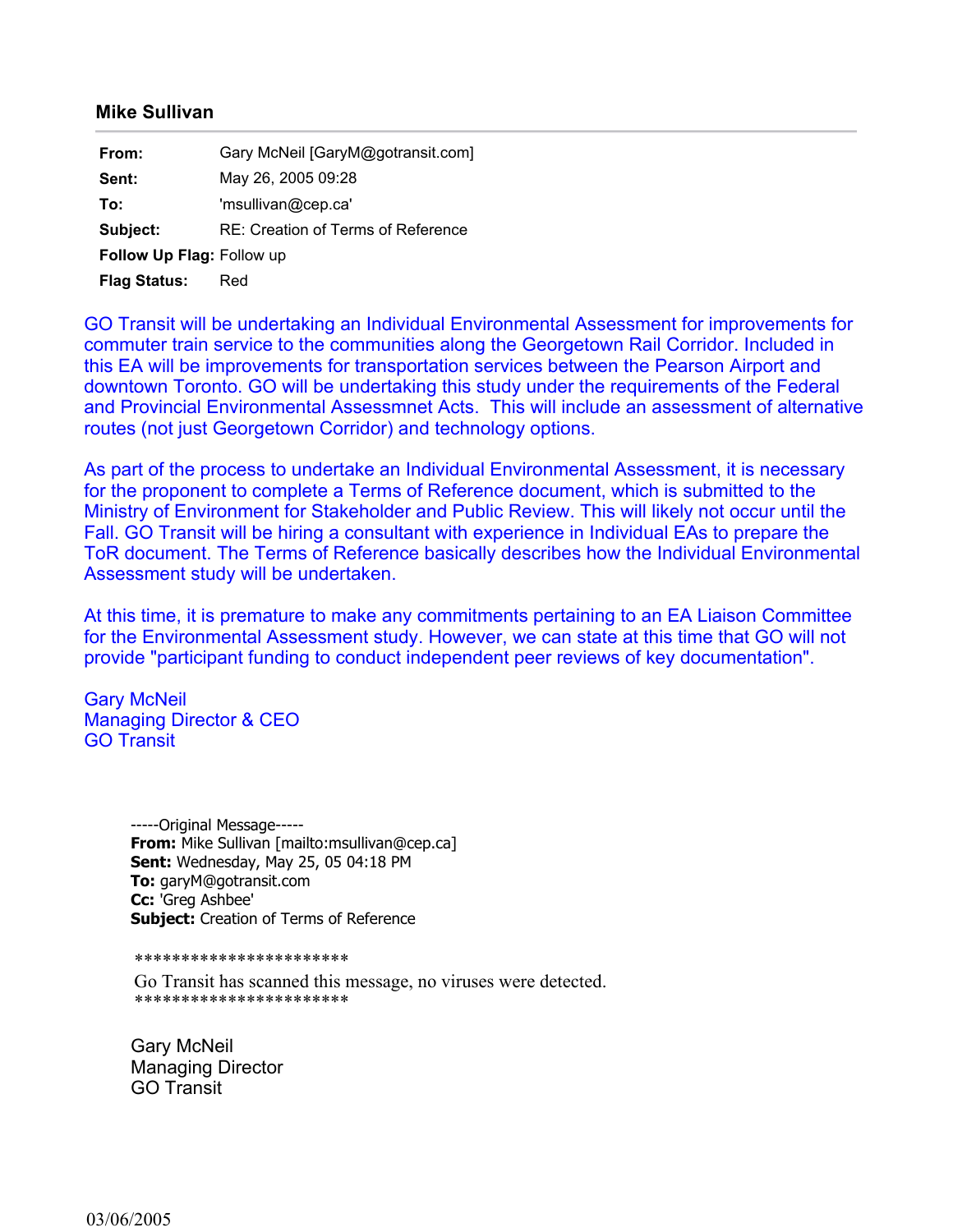## Mike Sullivan

| | |
|---|---|
| **From:** | Gary McNeil [GaryM@gotransit.com] |
| **Sent:** | May 26, 2005 09:28 |
| **To:** | 'msullivan@cep.ca' |
| **Subject:** | RE: Creation of Terms of Reference |
| **Follow Up Flag:** | Follow up |
| **Flag Status:** | Red |

GO Transit will be undertaking an Individual Environmental Assessment for improvements for commuter train service to the communities along the Georgetown Rail Corridor. Included in this EA will be improvements for transportation services between the Pearson Airport and downtown Toronto. GO will be undertaking this study under the requirements of the Federal and Provincial Environmental Assessmnet Acts. This will include an assessment of alternative routes (not just Georgetown Corridor) and technology options.

As part of the process to undertake an Individual Environmental Assessment, it is necessary for the proponent to complete a Terms of Reference document, which is submitted to the Ministry of Environment for Stakeholder and Public Review. This will likely not occur until the Fall. GO Transit will be hiring a consultant with experience in Individual EAs to prepare the ToR document. The Terms of Reference basically describes how the Individual Environmental Assessment study will be undertaken.

At this time, it is premature to make any commitments pertaining to an EA Liaison Committee for the Environmental Assessment study. However, we can state at this time that GO will not provide "participant funding to conduct independent peer reviews of key documentation".

Gary McNeil
Managing Director & CEO
GO Transit

-----Original Message-----
**From:** Mike Sullivan [mailto:msullivan@cep.ca]
**Sent:** Wednesday, May 25, 05 04:18 PM
**To:** garyM@gotransit.com
**Cc:** 'Greg Ashbee'
**Subject:** Creation of Terms of Reference

***********************
Go Transit has scanned this message, no viruses were detected.
***********************

Gary McNeil
Managing Director
GO Transit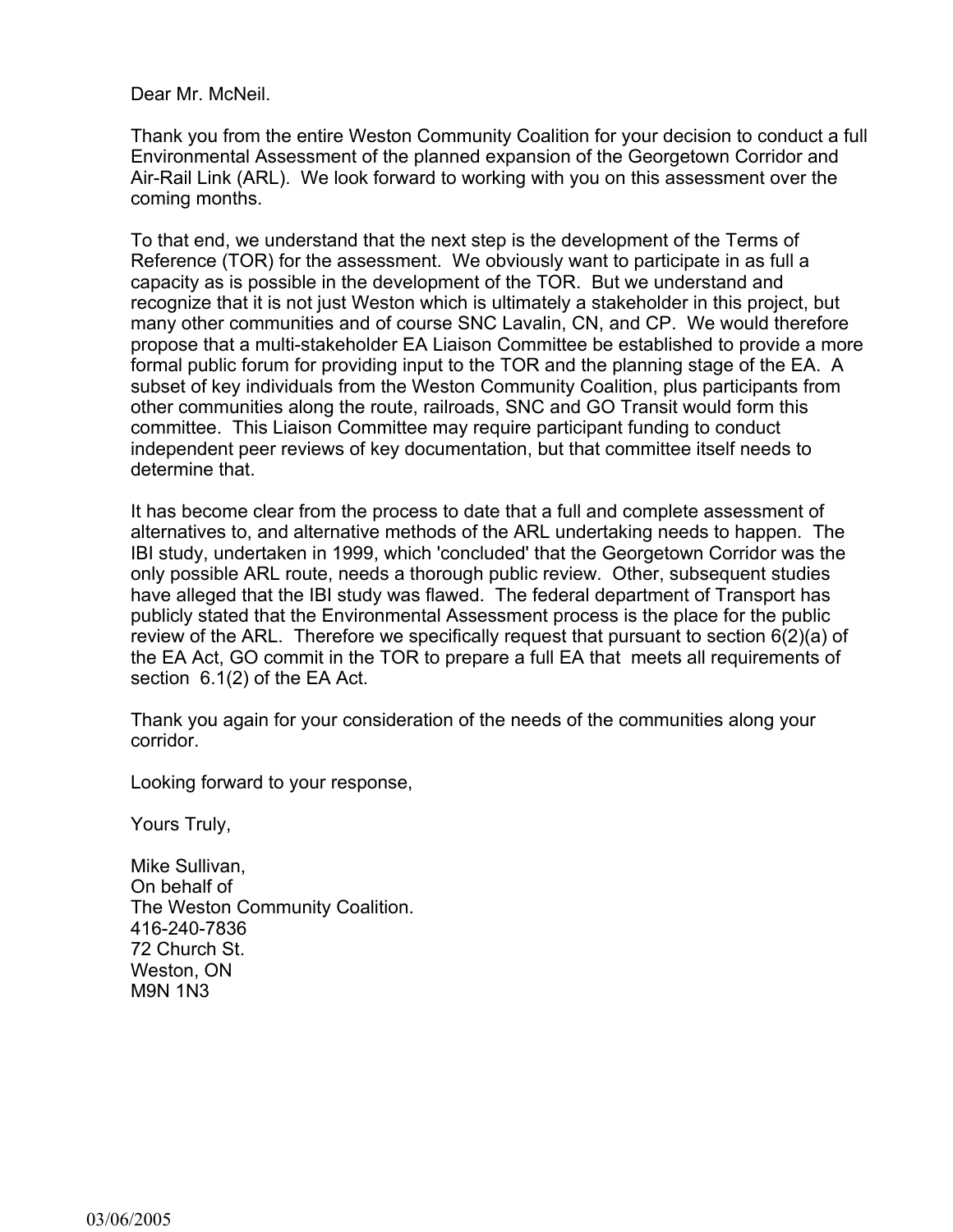Dear Mr. McNeil.

Thank you from the entire Weston Community Coalition for your decision to conduct a full Environmental Assessment of the planned expansion of the Georgetown Corridor and Air-Rail Link (ARL). We look forward to working with you on this assessment over the coming months.

To that end, we understand that the next step is the development of the Terms of Reference (TOR) for the assessment. We obviously want to participate in as full a capacity as is possible in the development of the TOR. But we understand and recognize that it is not just Weston which is ultimately a stakeholder in this project, but many other communities and of course SNC Lavalin, CN, and CP. We would therefore propose that a multi-stakeholder EA Liaison Committee be established to provide a more formal public forum for providing input to the TOR and the planning stage of the EA. A subset of key individuals from the Weston Community Coalition, plus participants from other communities along the route, railroads, SNC and GO Transit would form this committee. This Liaison Committee may require participant funding to conduct independent peer reviews of key documentation, but that committee itself needs to determine that.

It has become clear from the process to date that a full and complete assessment of alternatives to, and alternative methods of the ARL undertaking needs to happen. The IBI study, undertaken in 1999, which 'concluded' that the Georgetown Corridor was the only possible ARL route, needs a thorough public review. Other, subsequent studies have alleged that the IBI study was flawed. The federal department of Transport has publicly stated that the Environmental Assessment process is the place for the public review of the ARL. Therefore we specifically request that pursuant to section 6(2)(a) of the EA Act, GO commit in the TOR to prepare a full EA that meets all requirements of section 6.1(2) of the EA Act.

Thank you again for your consideration of the needs of the communities along your corridor.

Looking forward to your response,

Yours Truly,

Mike Sullivan,
On behalf of
The Weston Community Coalition.
416-240-7836
72 Church St.
Weston, ON
M9N 1N3

03/06/2005